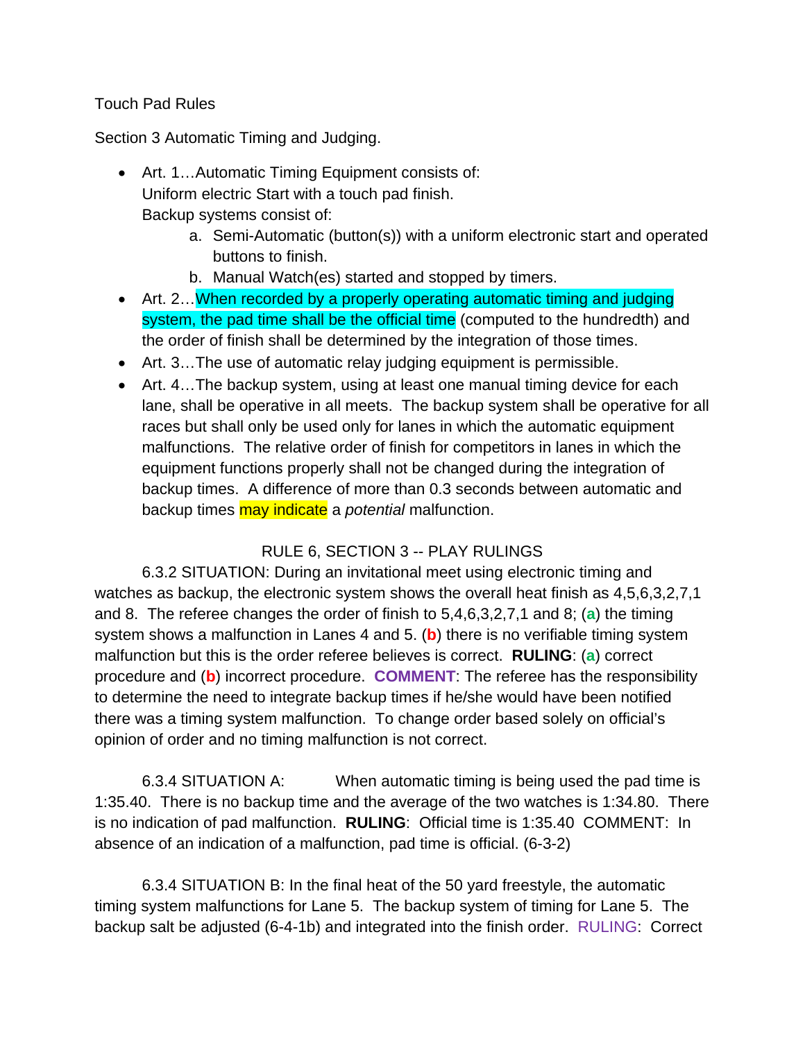Touch Pad Rules

Section 3 Automatic Timing and Judging.

- Art. 1…Automatic Timing Equipment consists of:
  Uniform electric Start with a touch pad finish.
  Backup systems consist of:
    a. Semi-Automatic (button(s)) with a uniform electronic start and operated buttons to finish.
    b. Manual Watch(es) started and stopped by timers.
- Art. 2…When recorded by a properly operating automatic timing and judging system, the pad time shall be the official time (computed to the hundredth) and the order of finish shall be determined by the integration of those times.
- Art. 3…The use of automatic relay judging equipment is permissible.
- Art. 4…The backup system, using at least one manual timing device for each lane, shall be operative in all meets. The backup system shall be operative for all races but shall only be used only for lanes in which the automatic equipment malfunctions. The relative order of finish for competitors in lanes in which the equipment functions properly shall not be changed during the integration of backup times. A difference of more than 0.3 seconds between automatic and backup times may indicate a *potential* malfunction.

RULE 6, SECTION 3 -- PLAY RULINGS

6.3.2 SITUATION: During an invitational meet using electronic timing and watches as backup, the electronic system shows the overall heat finish as 4,5,6,3,2,7,1 and 8. The referee changes the order of finish to 5,4,6,3,2,7,1 and 8; (**a**) the timing system shows a malfunction in Lanes 4 and 5. (**b**) there is no verifiable timing system malfunction but this is the order referee believes is correct. **RULING**: (**a**) correct procedure and (**b**) incorrect procedure. **COMMENT**: The referee has the responsibility to determine the need to integrate backup times if he/she would have been notified there was a timing system malfunction. To change order based solely on official's opinion of order and no timing malfunction is not correct.

6.3.4 SITUATION A: When automatic timing is being used the pad time is 1:35.40. There is no backup time and the average of the two watches is 1:34.80. There is no indication of pad malfunction. **RULING**: Official time is 1:35.40 COMMENT: In absence of an indication of a malfunction, pad time is official. (6-3-2)

6.3.4 SITUATION B: In the final heat of the 50 yard freestyle, the automatic timing system malfunctions for Lane 5. The backup system of timing for Lane 5. The backup salt be adjusted (6-4-1b) and integrated into the finish order. RULING: Correct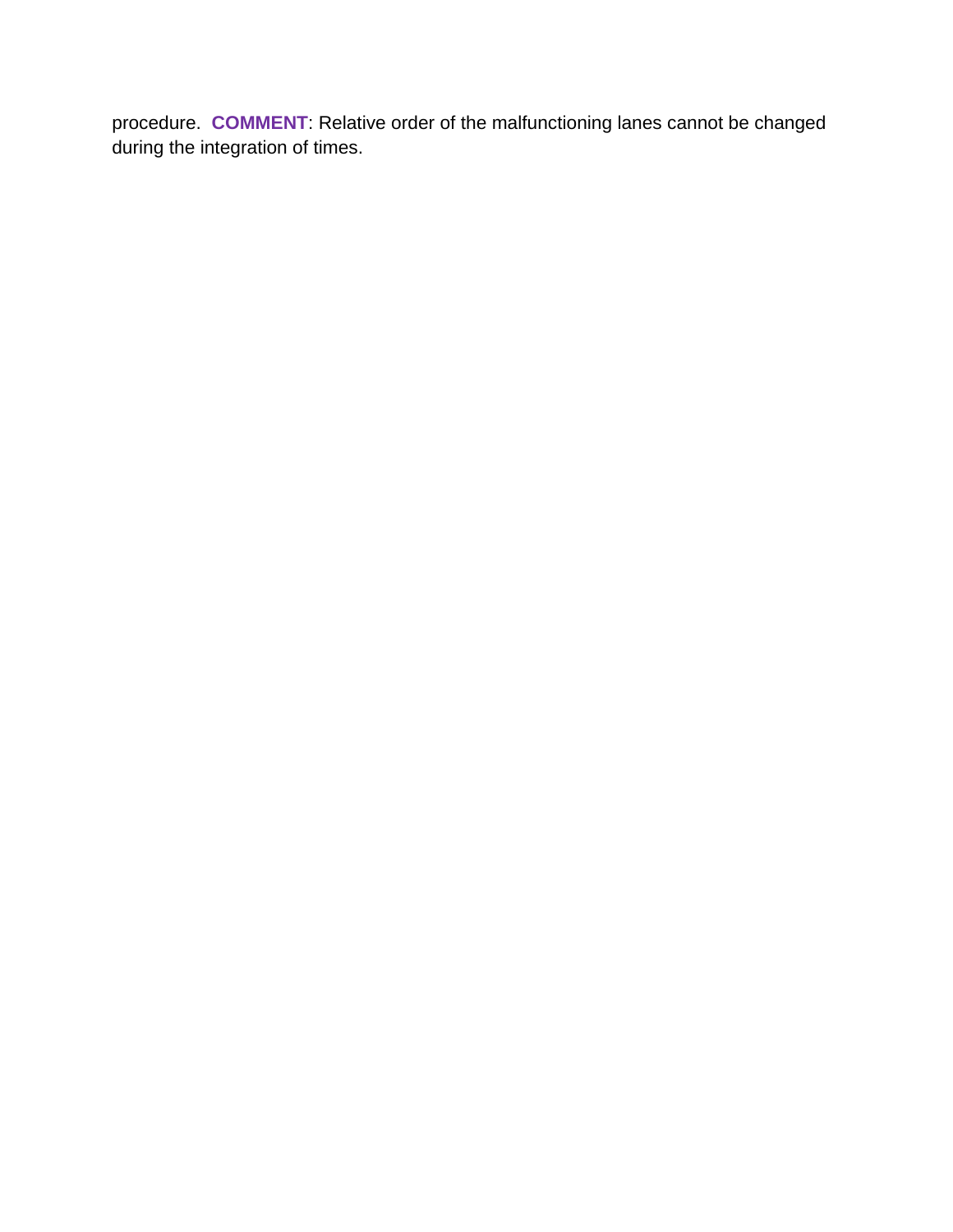procedure. **COMMENT**: Relative order of the malfunctioning lanes cannot be changed during the integration of times.